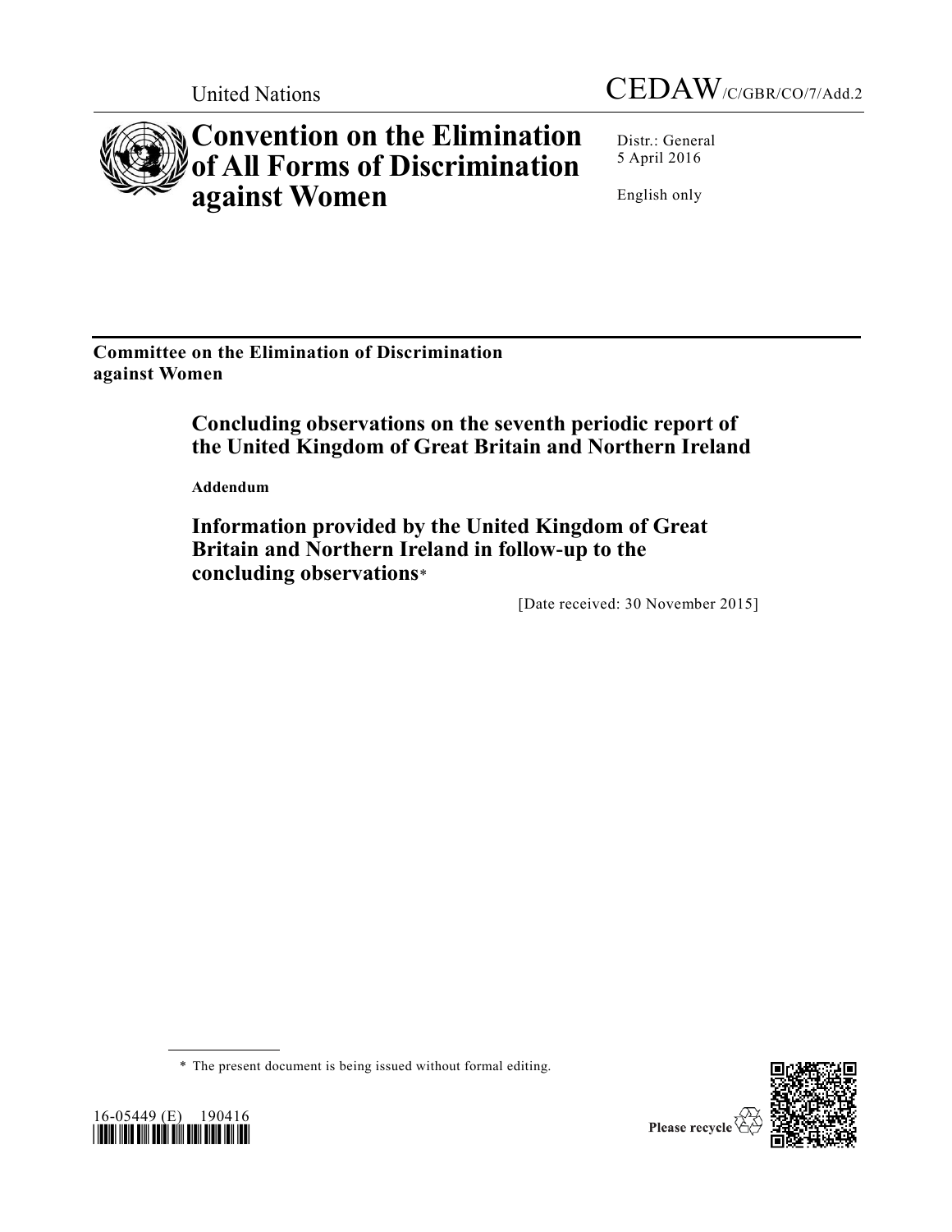United Nations

CEDAW/C/GBR/CO/7/Add.2

# Convention on the Elimination of All Forms of Discrimination against Women

Distr.: General
5 April 2016

English only

**Committee on the Elimination of Discrimination against Women**

## Concluding observations on the seventh periodic report of the United Kingdom of Great Britain and Northern Ireland

**Addendum**

## Information provided by the United Kingdom of Great Britain and Northern Ireland in follow-up to the concluding observations*

[Date received: 30 November 2015]

* The present document is being issued without formal editing.

16-05449 (E) 190416

Please recycle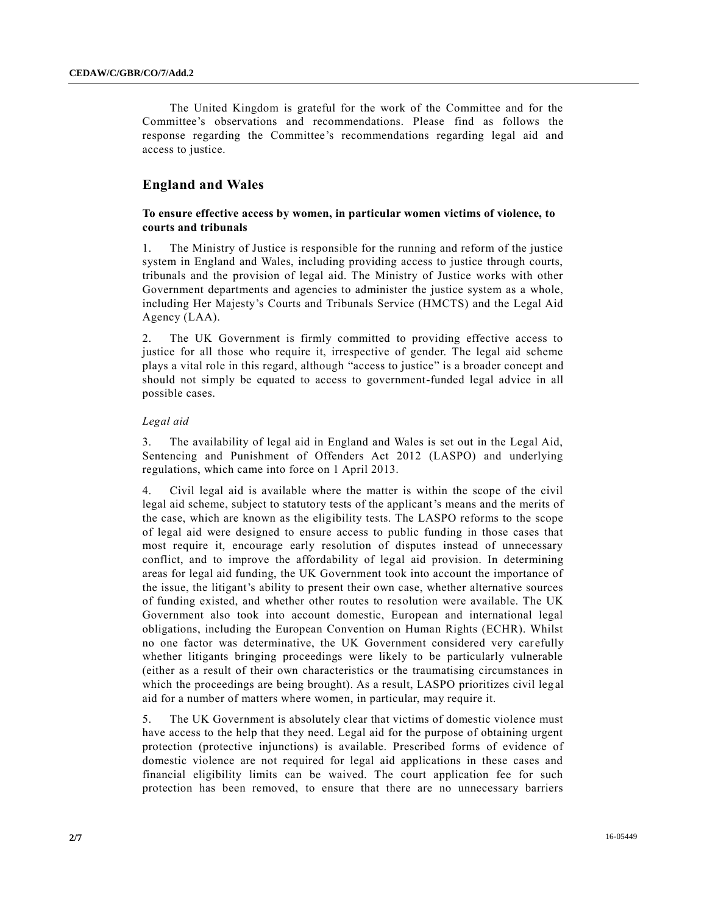The United Kingdom is grateful for the work of the Committee and for the Committee's observations and recommendations. Please find as follows the response regarding the Committee's recommendations regarding legal aid and access to justice.

## England and Wales

### To ensure effective access by women, in particular women victims of violence, to courts and tribunals

1. The Ministry of Justice is responsible for the running and reform of the justice system in England and Wales, including providing access to justice through courts, tribunals and the provision of legal aid. The Ministry of Justice works with other Government departments and agencies to administer the justice system as a whole, including Her Majesty's Courts and Tribunals Service (HMCTS) and the Legal Aid Agency (LAA).

2. The UK Government is firmly committed to providing effective access to justice for all those who require it, irrespective of gender. The legal aid scheme plays a vital role in this regard, although "access to justice" is a broader concept and should not simply be equated to access to government-funded legal advice in all possible cases.

*Legal aid*

3. The availability of legal aid in England and Wales is set out in the Legal Aid, Sentencing and Punishment of Offenders Act 2012 (LASPO) and underlying regulations, which came into force on 1 April 2013.

4. Civil legal aid is available where the matter is within the scope of the civil legal aid scheme, subject to statutory tests of the applicant's means and the merits of the case, which are known as the eligibility tests. The LASPO reforms to the scope of legal aid were designed to ensure access to public funding in those cases that most require it, encourage early resolution of disputes instead of unnecessary conflict, and to improve the affordability of legal aid provision. In determining areas for legal aid funding, the UK Government took into account the importance of the issue, the litigant's ability to present their own case, whether alternative sources of funding existed, and whether other routes to resolution were available. The UK Government also took into account domestic, European and international legal obligations, including the European Convention on Human Rights (ECHR). Whilst no one factor was determinative, the UK Government considered very carefully whether litigants bringing proceedings were likely to be particularly vulnerable (either as a result of their own characteristics or the traumatising circumstances in which the proceedings are being brought). As a result, LASPO prioritizes civil legal aid for a number of matters where women, in particular, may require it.

5. The UK Government is absolutely clear that victims of domestic violence must have access to the help that they need. Legal aid for the purpose of obtaining urgent protection (protective injunctions) is available. Prescribed forms of evidence of domestic violence are not required for legal aid applications in these cases and financial eligibility limits can be waived. The court application fee for such protection has been removed, to ensure that there are no unnecessary barriers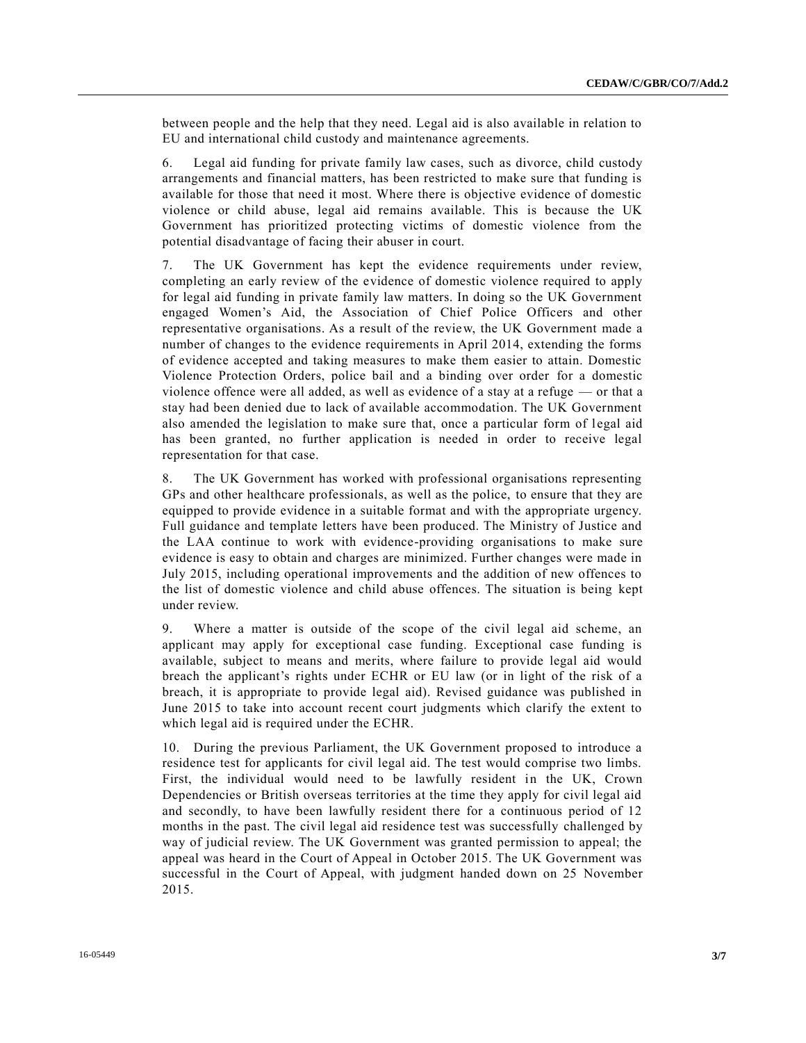between people and the help that they need. Legal aid is also available in relation to EU and international child custody and maintenance agreements.

6. Legal aid funding for private family law cases, such as divorce, child custody arrangements and financial matters, has been restricted to make sure that funding is available for those that need it most. Where there is objective evidence of domestic violence or child abuse, legal aid remains available. This is because the UK Government has prioritized protecting victims of domestic violence from the potential disadvantage of facing their abuser in court.

7. The UK Government has kept the evidence requirements under review, completing an early review of the evidence of domestic violence required to apply for legal aid funding in private family law matters. In doing so the UK Government engaged Women's Aid, the Association of Chief Police Officers and other representative organisations. As a result of the review, the UK Government made a number of changes to the evidence requirements in April 2014, extending the forms of evidence accepted and taking measures to make them easier to attain. Domestic Violence Protection Orders, police bail and a binding over order for a domestic violence offence were all added, as well as evidence of a stay at a refuge — or that a stay had been denied due to lack of available accommodation. The UK Government also amended the legislation to make sure that, once a particular form of legal aid has been granted, no further application is needed in order to receive legal representation for that case.

8. The UK Government has worked with professional organisations representing GPs and other healthcare professionals, as well as the police, to ensure that they are equipped to provide evidence in a suitable format and with the appropriate urgency. Full guidance and template letters have been produced. The Ministry of Justice and the LAA continue to work with evidence-providing organisations to make sure evidence is easy to obtain and charges are minimized. Further changes were made in July 2015, including operational improvements and the addition of new offences to the list of domestic violence and child abuse offences. The situation is being kept under review.

9. Where a matter is outside of the scope of the civil legal aid scheme, an applicant may apply for exceptional case funding. Exceptional case funding is available, subject to means and merits, where failure to provide legal aid would breach the applicant's rights under ECHR or EU law (or in light of the risk of a breach, it is appropriate to provide legal aid). Revised guidance was published in June 2015 to take into account recent court judgments which clarify the extent to which legal aid is required under the ECHR.

10. During the previous Parliament, the UK Government proposed to introduce a residence test for applicants for civil legal aid. The test would comprise two limbs. First, the individual would need to be lawfully resident in the UK, Crown Dependencies or British overseas territories at the time they apply for civil legal aid and secondly, to have been lawfully resident there for a continuous period of 12 months in the past. The civil legal aid residence test was successfully challenged by way of judicial review. The UK Government was granted permission to appeal; the appeal was heard in the Court of Appeal in October 2015. The UK Government was successful in the Court of Appeal, with judgment handed down on 25 November 2015.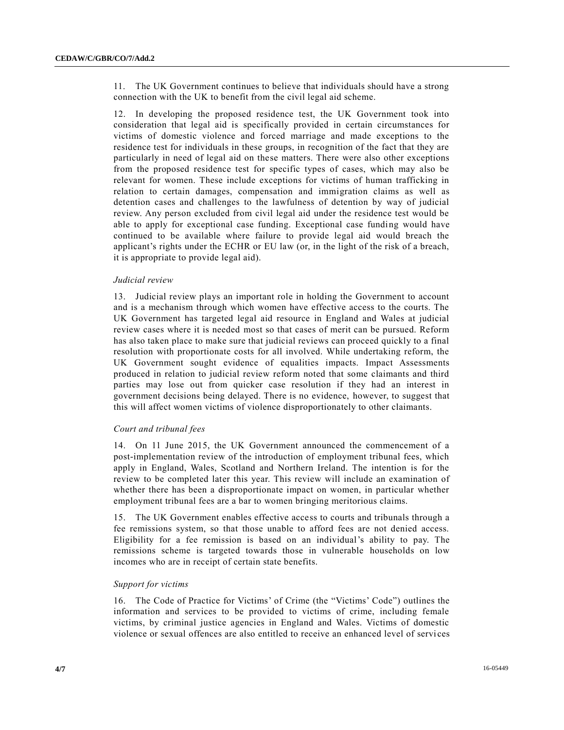11. The UK Government continues to believe that individuals should have a strong connection with the UK to benefit from the civil legal aid scheme.

12. In developing the proposed residence test, the UK Government took into consideration that legal aid is specifically provided in certain circumstances for victims of domestic violence and forced marriage and made exceptions to the residence test for individuals in these groups, in recognition of the fact that they are particularly in need of legal aid on these matters. There were also other exceptions from the proposed residence test for specific types of cases, which may also be relevant for women. These include exceptions for victims of human trafficking in relation to certain damages, compensation and immigration claims as well as detention cases and challenges to the lawfulness of detention by way of judicial review. Any person excluded from civil legal aid under the residence test would be able to apply for exceptional case funding. Exceptional case funding would have continued to be available where failure to provide legal aid would breach the applicant's rights under the ECHR or EU law (or, in the light of the risk of a breach, it is appropriate to provide legal aid).

### *Judicial review*

13. Judicial review plays an important role in holding the Government to account and is a mechanism through which women have effective access to the courts. The UK Government has targeted legal aid resource in England and Wales at judicial review cases where it is needed most so that cases of merit can be pursued. Reform has also taken place to make sure that judicial reviews can proceed quickly to a final resolution with proportionate costs for all involved. While undertaking reform, the UK Government sought evidence of equalities impacts. Impact Assessments produced in relation to judicial review reform noted that some claimants and third parties may lose out from quicker case resolution if they had an interest in government decisions being delayed. There is no evidence, however, to suggest that this will affect women victims of violence disproportionately to other claimants.

### *Court and tribunal fees*

14. On 11 June 2015, the UK Government announced the commencement of a post-implementation review of the introduction of employment tribunal fees, which apply in England, Wales, Scotland and Northern Ireland. The intention is for the review to be completed later this year. This review will include an examination of whether there has been a disproportionate impact on women, in particular whether employment tribunal fees are a bar to women bringing meritorious claims.

15. The UK Government enables effective access to courts and tribunals through a fee remissions system, so that those unable to afford fees are not denied access. Eligibility for a fee remission is based on an individual's ability to pay. The remissions scheme is targeted towards those in vulnerable households on low incomes who are in receipt of certain state benefits.

### *Support for victims*

16. The Code of Practice for Victims' of Crime (the "Victims' Code") outlines the information and services to be provided to victims of crime, including female victims, by criminal justice agencies in England and Wales. Victims of domestic violence or sexual offences are also entitled to receive an enhanced level of services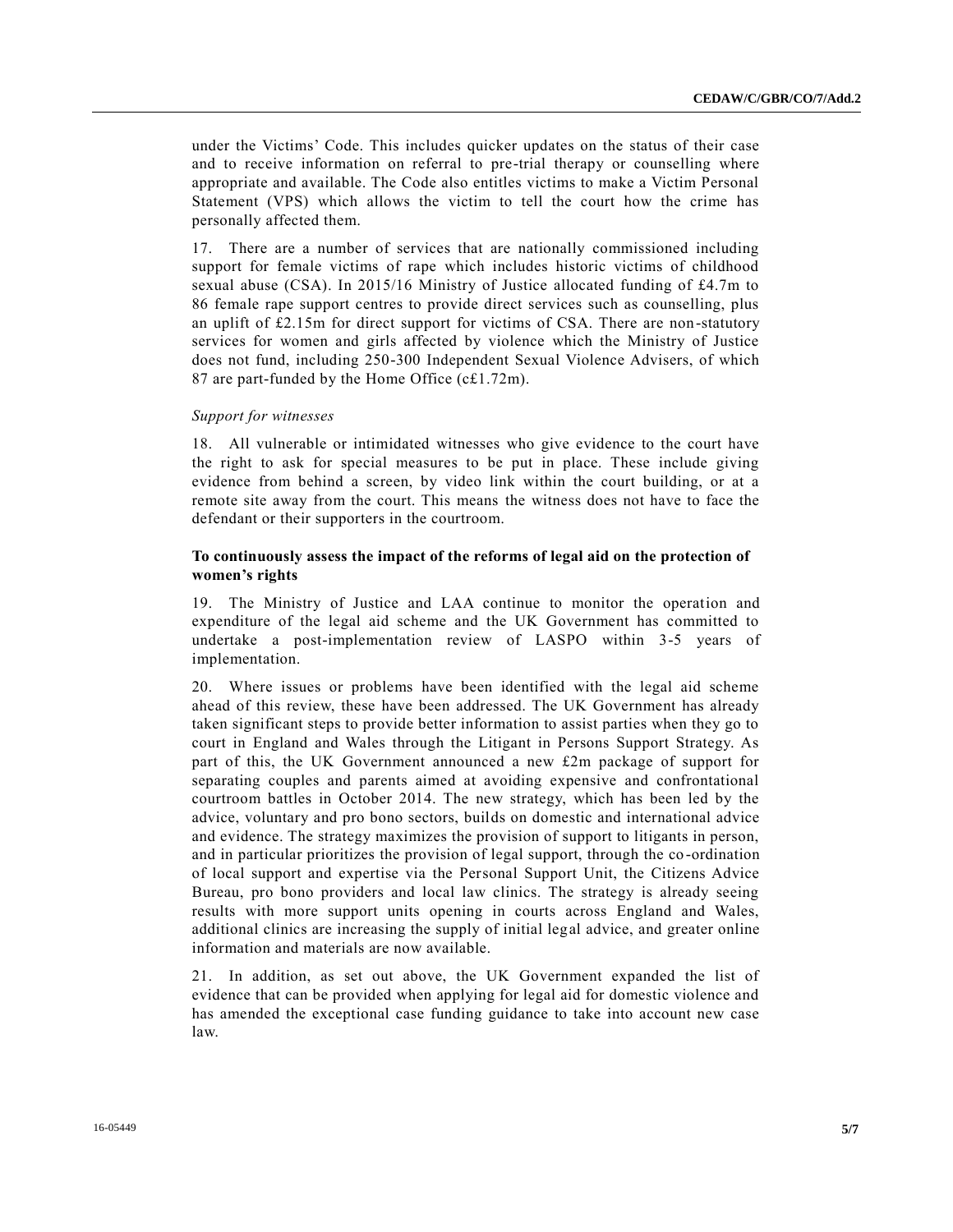under the Victims' Code. This includes quicker updates on the status of their case and to receive information on referral to pre-trial therapy or counselling where appropriate and available. The Code also entitles victims to make a Victim Personal Statement (VPS) which allows the victim to tell the court how the crime has personally affected them.

17. There are a number of services that are nationally commissioned including support for female victims of rape which includes historic victims of childhood sexual abuse (CSA). In 2015/16 Ministry of Justice allocated funding of £4.7m to 86 female rape support centres to provide direct services such as counselling, plus an uplift of £2.15m for direct support for victims of CSA. There are non-statutory services for women and girls affected by violence which the Ministry of Justice does not fund, including 250-300 Independent Sexual Violence Advisers, of which 87 are part-funded by the Home Office (c£1.72m).

*Support for witnesses*

18. All vulnerable or intimidated witnesses who give evidence to the court have the right to ask for special measures to be put in place. These include giving evidence from behind a screen, by video link within the court building, or at a remote site away from the court. This means the witness does not have to face the defendant or their supporters in the courtroom.

**To continuously assess the impact of the reforms of legal aid on the protection of women's rights**

19. The Ministry of Justice and LAA continue to monitor the operation and expenditure of the legal aid scheme and the UK Government has committed to undertake a post-implementation review of LASPO within 3-5 years of implementation.

20. Where issues or problems have been identified with the legal aid scheme ahead of this review, these have been addressed. The UK Government has already taken significant steps to provide better information to assist parties when they go to court in England and Wales through the Litigant in Persons Support Strategy. As part of this, the UK Government announced a new £2m package of support for separating couples and parents aimed at avoiding expensive and confrontational courtroom battles in October 2014. The new strategy, which has been led by the advice, voluntary and pro bono sectors, builds on domestic and international advice and evidence. The strategy maximizes the provision of support to litigants in person, and in particular prioritizes the provision of legal support, through the co-ordination of local support and expertise via the Personal Support Unit, the Citizens Advice Bureau, pro bono providers and local law clinics. The strategy is already seeing results with more support units opening in courts across England and Wales, additional clinics are increasing the supply of initial legal advice, and greater online information and materials are now available.

21. In addition, as set out above, the UK Government expanded the list of evidence that can be provided when applying for legal aid for domestic violence and has amended the exceptional case funding guidance to take into account new case law.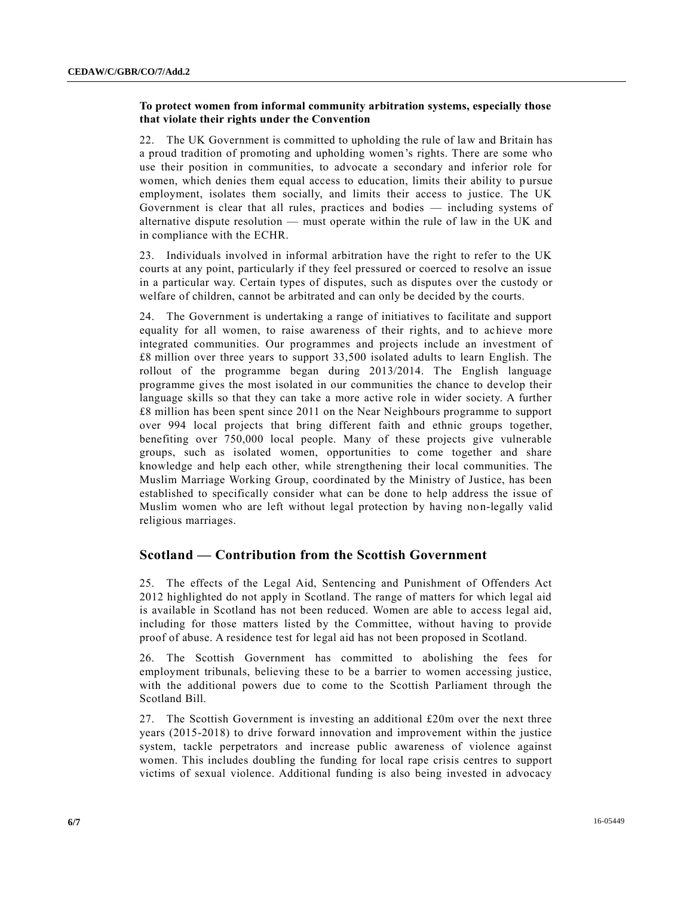**To protect women from informal community arbitration systems, especially those that violate their rights under the Convention**

22. The UK Government is committed to upholding the rule of law and Britain has a proud tradition of promoting and upholding women's rights. There are some who use their position in communities, to advocate a secondary and inferior role for women, which denies them equal access to education, limits their ability to pursue employment, isolates them socially, and limits their access to justice. The UK Government is clear that all rules, practices and bodies — including systems of alternative dispute resolution — must operate within the rule of law in the UK and in compliance with the ECHR.

23. Individuals involved in informal arbitration have the right to refer to the UK courts at any point, particularly if they feel pressured or coerced to resolve an issue in a particular way. Certain types of disputes, such as disputes over the custody or welfare of children, cannot be arbitrated and can only be decided by the courts.

24. The Government is undertaking a range of initiatives to facilitate and support equality for all women, to raise awareness of their rights, and to achieve more integrated communities. Our programmes and projects include an investment of £8 million over three years to support 33,500 isolated adults to learn English. The rollout of the programme began during 2013/2014. The English language programme gives the most isolated in our communities the chance to develop their language skills so that they can take a more active role in wider society. A further £8 million has been spent since 2011 on the Near Neighbours programme to support over 994 local projects that bring different faith and ethnic groups together, benefiting over 750,000 local people. Many of these projects give vulnerable groups, such as isolated women, opportunities to come together and share knowledge and help each other, while strengthening their local communities. The Muslim Marriage Working Group, coordinated by the Ministry of Justice, has been established to specifically consider what can be done to help address the issue of Muslim women who are left without legal protection by having non-legally valid religious marriages.

## Scotland — Contribution from the Scottish Government

25. The effects of the Legal Aid, Sentencing and Punishment of Offenders Act 2012 highlighted do not apply in Scotland. The range of matters for which legal aid is available in Scotland has not been reduced. Women are able to access legal aid, including for those matters listed by the Committee, without having to provide proof of abuse. A residence test for legal aid has not been proposed in Scotland.

26. The Scottish Government has committed to abolishing the fees for employment tribunals, believing these to be a barrier to women accessing justice, with the additional powers due to come to the Scottish Parliament through the Scotland Bill.

27. The Scottish Government is investing an additional £20m over the next three years (2015-2018) to drive forward innovation and improvement within the justice system, tackle perpetrators and increase public awareness of violence against women. This includes doubling the funding for local rape crisis centres to support victims of sexual violence. Additional funding is also being invested in advocacy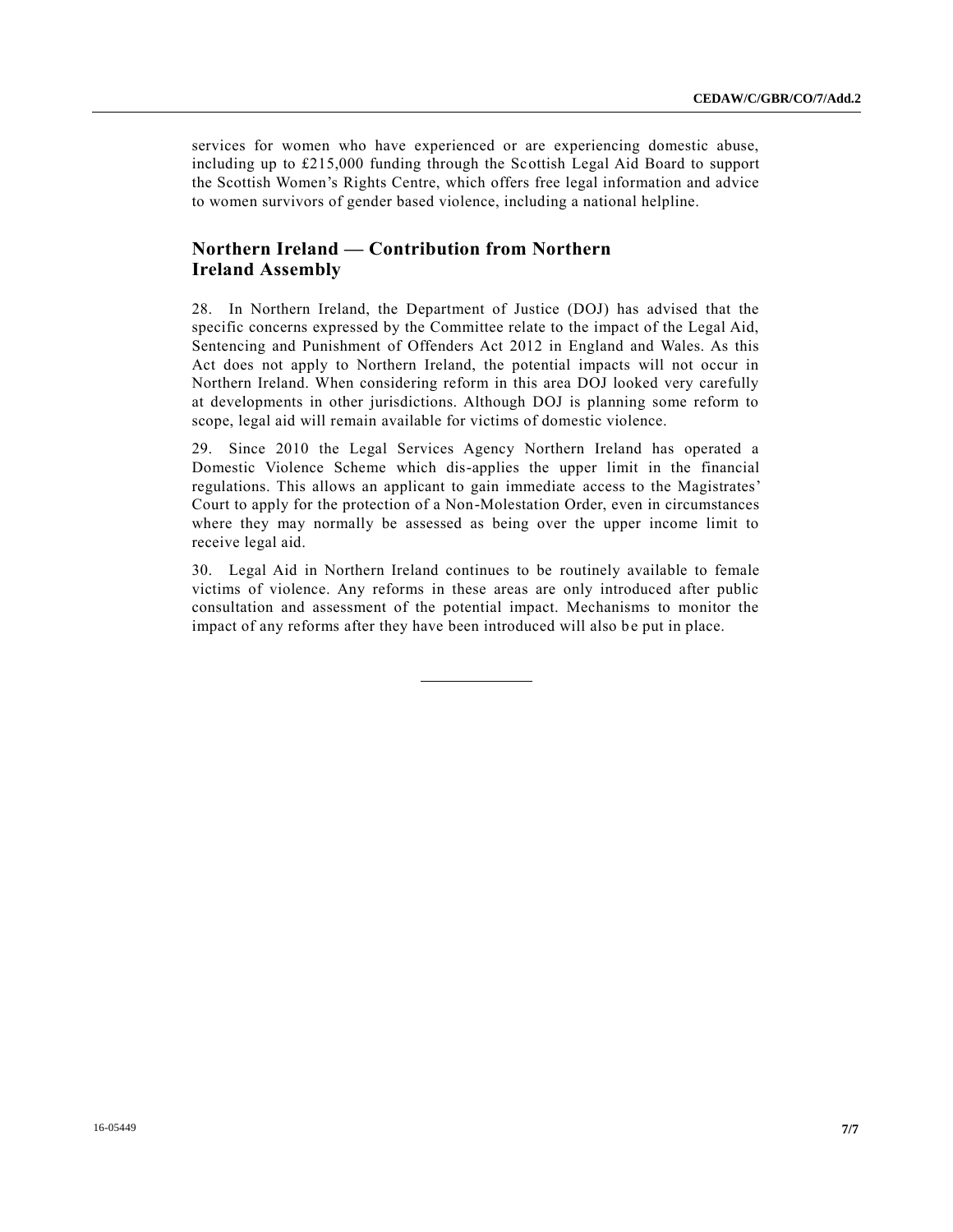services for women who have experienced or are experiencing domestic abuse, including up to £215,000 funding through the Scottish Legal Aid Board to support the Scottish Women's Rights Centre, which offers free legal information and advice to women survivors of gender based violence, including a national helpline.

## Northern Ireland — Contribution from Northern Ireland Assembly

28. In Northern Ireland, the Department of Justice (DOJ) has advised that the specific concerns expressed by the Committee relate to the impact of the Legal Aid, Sentencing and Punishment of Offenders Act 2012 in England and Wales. As this Act does not apply to Northern Ireland, the potential impacts will not occur in Northern Ireland. When considering reform in this area DOJ looked very carefully at developments in other jurisdictions. Although DOJ is planning some reform to scope, legal aid will remain available for victims of domestic violence.

29. Since 2010 the Legal Services Agency Northern Ireland has operated a Domestic Violence Scheme which dis-applies the upper limit in the financial regulations. This allows an applicant to gain immediate access to the Magistrates' Court to apply for the protection of a Non-Molestation Order, even in circumstances where they may normally be assessed as being over the upper income limit to receive legal aid.

30. Legal Aid in Northern Ireland continues to be routinely available to female victims of violence. Any reforms in these areas are only introduced after public consultation and assessment of the potential impact. Mechanisms to monitor the impact of any reforms after they have been introduced will also be put in place.